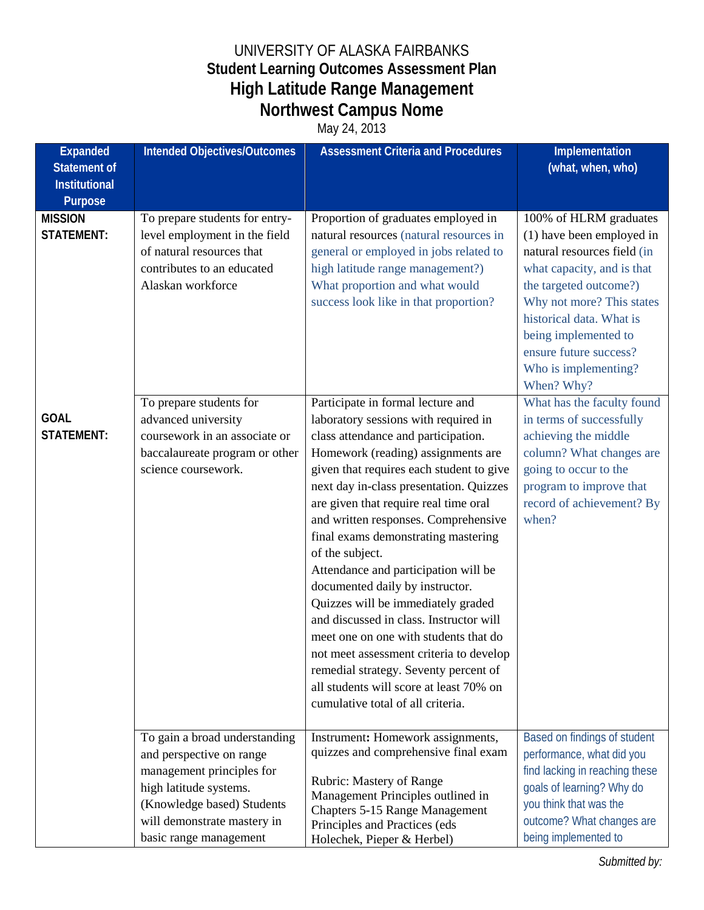UNIVERSITY OF ALASKA FAIRBANKS

# Student Learning Outcomes Assessment Plan
# High Latitude Range Management
# Northwest Campus Nome

May 24, 2013

| Expanded Statement of Institutional Purpose | Intended Objectives/Outcomes | Assessment Criteria and Procedures | Implementation (what, when, who) |
|---|---|---|---|
| **MISSION STATEMENT:** | To prepare students for entry-level employment in the field of natural resources that contributes to an educated Alaskan workforce | Proportion of graduates employed in natural resources (natural resources in general or employed in jobs related to high latitude range management?) What proportion and what would success look like in that proportion? | 100% of HLRM graduates (1) have been employed in natural resources field (in what capacity, and is that the targeted outcome?) Why not more? This states historical data. What is being implemented to ensure future success? Who is implementing? When? Why? |
| **GOAL STATEMENT:** | To prepare students for advanced university coursework in an associate or baccalaureate program or other science coursework. | Participate in formal lecture and laboratory sessions with required in class attendance and participation. Homework (reading) assignments are given that requires each student to give next day in-class presentation. Quizzes are given that require real time oral and written responses. Comprehensive final exams demonstrating mastering of the subject.<br>Attendance and participation will be documented daily by instructor. Quizzes will be immediately graded and discussed in class. Instructor will meet one on one with students that do not meet assessment criteria to develop remedial strategy. Seventy percent of all students will score at least 70% on cumulative total of all criteria. | What has the faculty found in terms of successfully achieving the middle column? What changes are going to occur to the program to improve that record of achievement? By when? |
| | To gain a broad understanding and perspective on range management principles for high latitude systems. (Knowledge based) Students will demonstrate mastery in basic range management | Instrument**:** Homework assignments, quizzes and comprehensive final exam<br><br>Rubric: Mastery of Range Management Principles outlined in Chapters 5-15 Range Management Principles and Practices (eds Holechek, Pieper & Herbel) | Based on findings of student performance, what did you find lacking in reaching these goals of learning? Why do you think that was the outcome? What changes are being implemented to |

*Submitted by:*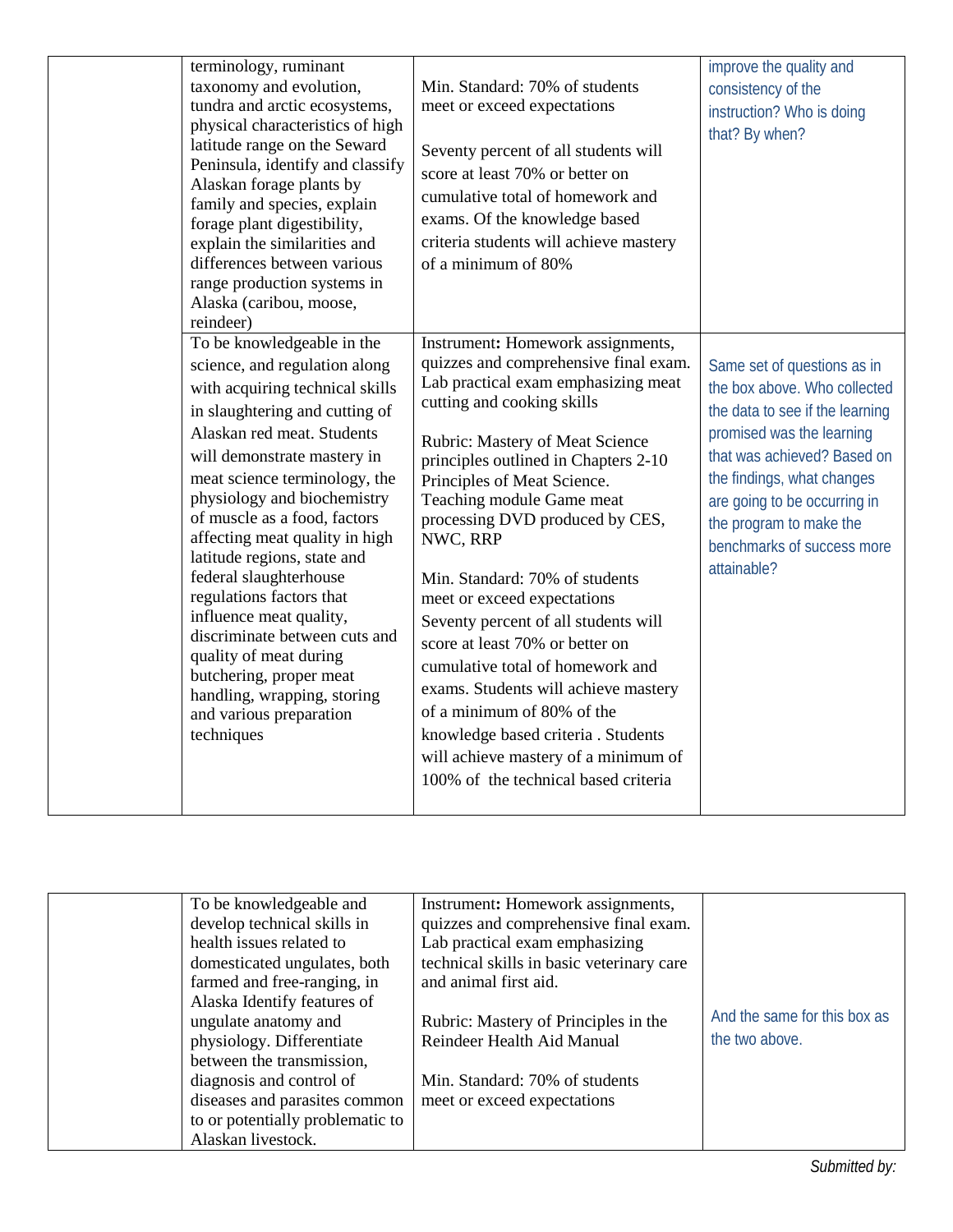| | | | |
|---|---|---|---|
| | terminology, ruminant taxonomy and evolution, tundra and arctic ecosystems, physical characteristics of high latitude range on the Seward Peninsula, identify and classify Alaskan forage plants by family and species, explain forage plant digestibility, explain the similarities and differences between various range production systems in Alaska (caribou, moose, reindeer) | Min. Standard: 70% of students meet or exceed expectations<br><br>Seventy percent of all students will score at least 70% or better on cumulative total of homework and exams. Of the knowledge based criteria students will achieve mastery of a minimum of 80% | improve the quality and consistency of the instruction? Who is doing that? By when? |
| | To be knowledgeable in the science, and regulation along with acquiring technical skills in slaughtering and cutting of Alaskan red meat. Students will demonstrate mastery in meat science terminology, the physiology and biochemistry of muscle as a food, factors affecting meat quality in high latitude regions, state and federal slaughterhouse regulations factors that influence meat quality, discriminate between cuts and quality of meat during butchering, proper meat handling, wrapping, storing and various preparation techniques | Instrument: Homework assignments, quizzes and comprehensive final exam. Lab practical exam emphasizing meat cutting and cooking skills<br><br>Rubric: Mastery of Meat Science principles outlined in Chapters 2-10 Principles of Meat Science. Teaching module Game meat processing DVD produced by CES, NWC, RRP<br><br>Min. Standard: 70% of students meet or exceed expectations<br>Seventy percent of all students will score at least 70% or better on cumulative total of homework and exams. Students will achieve mastery of a minimum of 80% of the knowledge based criteria . Students will achieve mastery of a minimum of 100% of the technical based criteria | Same set of questions as in the box above. Who collected the data to see if the learning promised was the learning that was achieved? Based on the findings, what changes are going to be occurring in the program to make the benchmarks of success more attainable? |
| | To be knowledgeable and develop technical skills in health issues related to domesticated ungulates, both farmed and free-ranging, in Alaska Identify features of ungulate anatomy and physiology. Differentiate between the transmission, diagnosis and control of diseases and parasites common to or potentially problematic to Alaskan livestock. | Instrument: Homework assignments, quizzes and comprehensive final exam. Lab practical exam emphasizing technical skills in basic veterinary care and animal first aid.<br><br>Rubric: Mastery of Principles in the Reindeer Health Aid Manual<br><br>Min. Standard: 70% of students meet or exceed expectations | And the same for this box as the two above. |

*Submitted by:*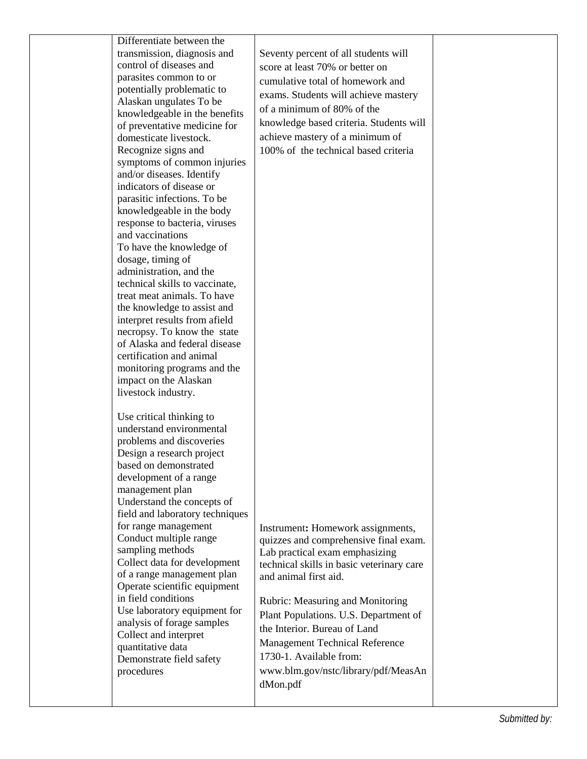| | | | |
|---|---|---|---|
| | Differentiate between the transmission, diagnosis and control of diseases and parasites common to or potentially problematic to Alaskan ungulates To be knowledgeable in the benefits of preventative medicine for domesticate livestock. Recognize signs and symptoms of common injuries and/or diseases. Identify indicators of disease or parasitic infections. To be knowledgeable in the body response to bacteria, viruses and vaccinations<br>To have the knowledge of dosage, timing of administration, and the technical skills to vaccinate, treat meat animals. To have the knowledge to assist and interpret results from afield necropsy. To know the state of Alaska and federal disease certification and animal monitoring programs and the impact on the Alaskan livestock industry.<br><br>Use critical thinking to understand environmental problems and discoveries<br>Design a research project based on demonstrated development of a range management plan<br>Understand the concepts of field and laboratory techniques for range management<br>Conduct multiple range sampling methods<br>Collect data for development of a range management plan<br>Operate scientific equipment in field conditions<br>Use laboratory equipment for analysis of forage samples<br>Collect and interpret quantitative data<br>Demonstrate field safety procedures | Seventy percent of all students will score at least 70% or better on cumulative total of homework and exams. Students will achieve mastery of a minimum of 80% of the knowledge based criteria. Students will achieve mastery of a minimum of 100% of the technical based criteria<br><br>Instrument**:** Homework assignments, quizzes and comprehensive final exam. Lab practical exam emphasizing technical skills in basic veterinary care and animal first aid.<br><br>Rubric: Measuring and Monitoring Plant Populations. U.S. Department of the Interior. Bureau of Land Management Technical Reference 1730-1. Available from: www.blm.gov/nstc/library/pdf/MeasAndMon.pdf | |

*Submitted by:*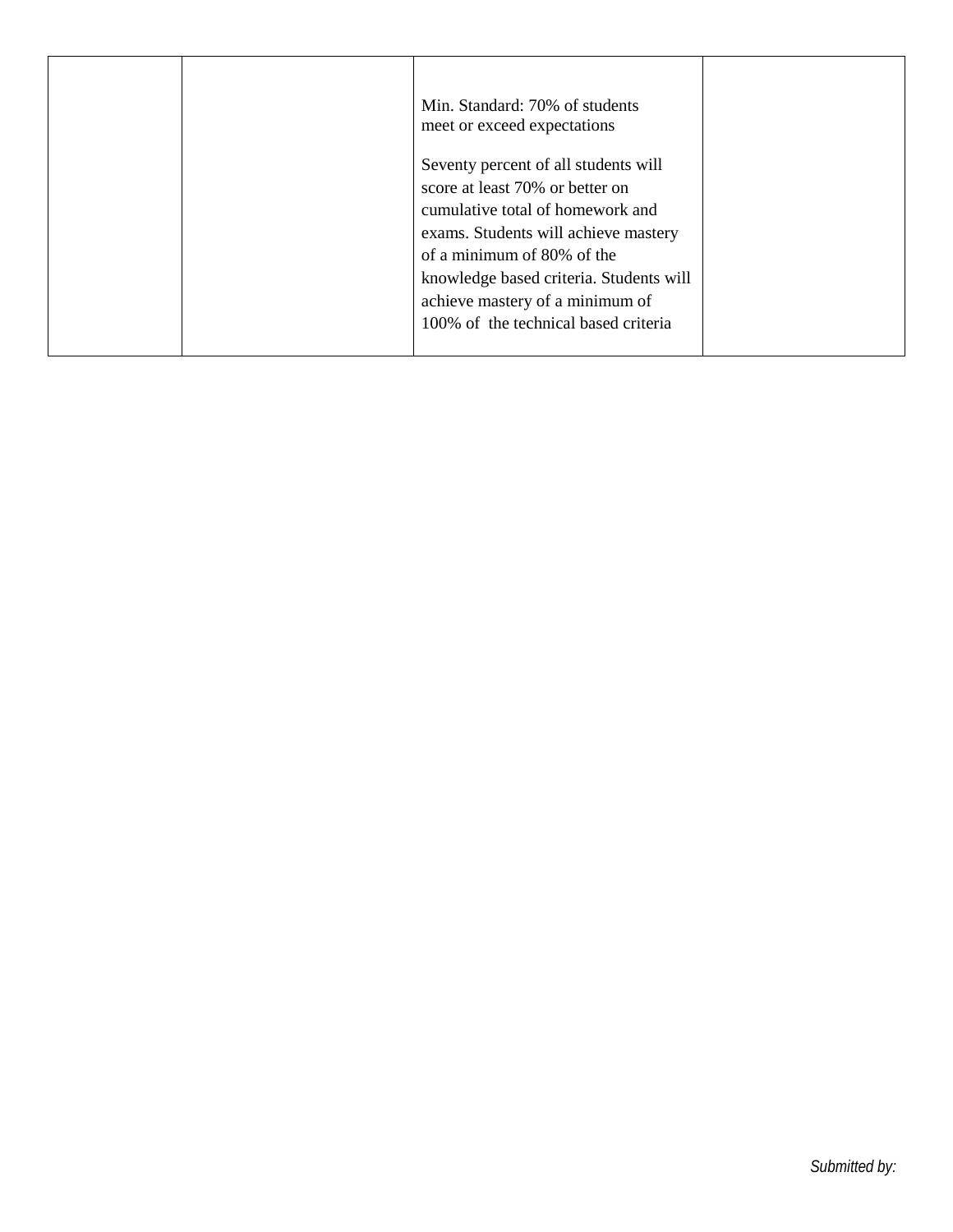| | | | |
|---|---|---|---|
| | | Min. Standard: 70% of students meet or exceed expectations<br><br>Seventy percent of all students will score at least 70% or better on cumulative total of homework and exams. Students will achieve mastery of a minimum of 80% of the knowledge based criteria. Students will achieve mastery of a minimum of 100% of the technical based criteria | |

*Submitted by:*